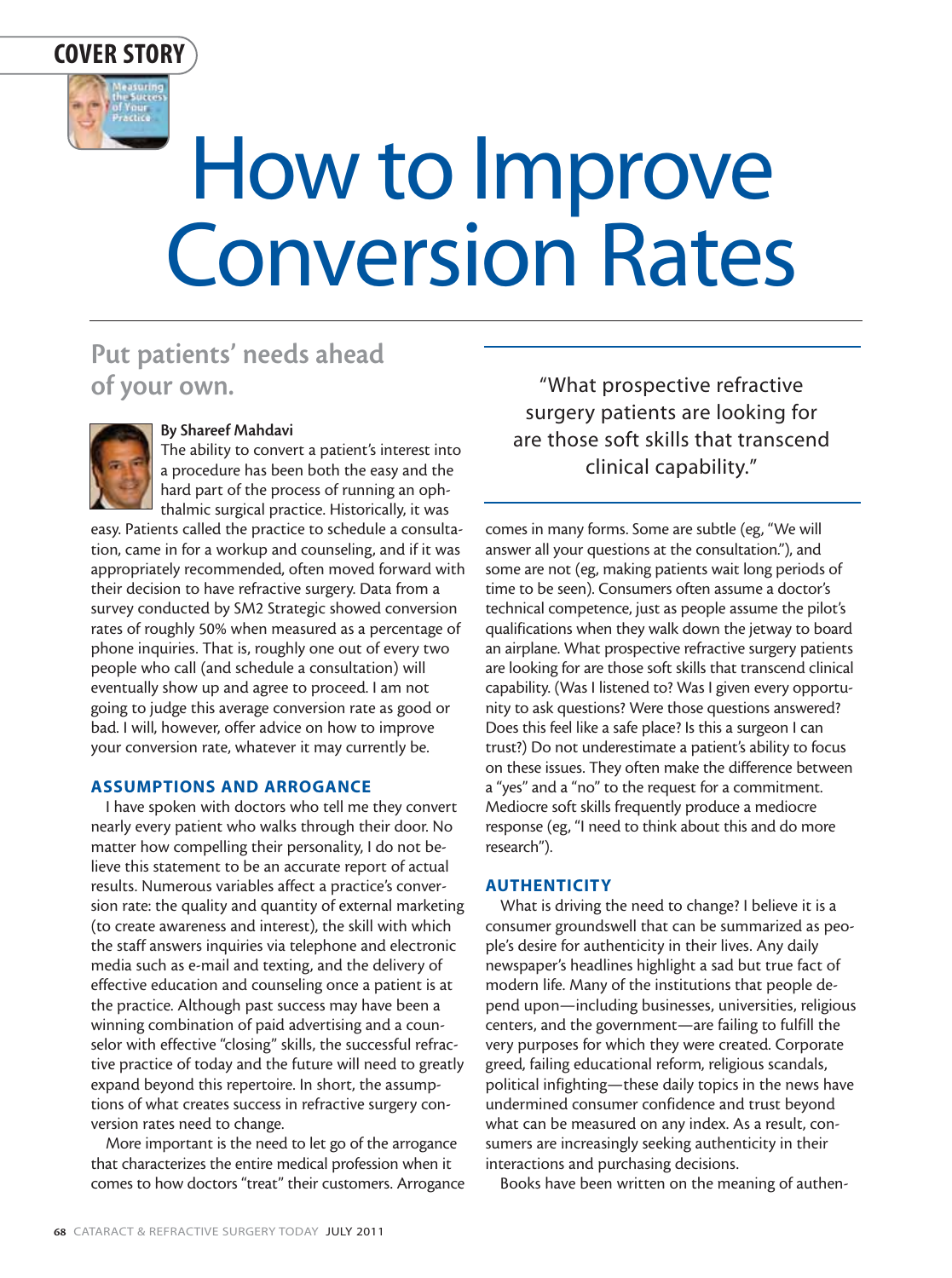COVER STORY

# How to Improve Conversion Rates

## Put patients' needs ahead of your own.

**By Shareef Mahdavi**

The ability to convert a patient's interest into a procedure has been both the easy and the hard part of the process of running an ophthalmic surgical practice. Historically, it was easy. Patients called the practice to schedule a consultation, came in for a workup and counseling, and if it was appropriately recommended, often moved forward with their decision to have refractive surgery. Data from a survey conducted by SM2 Strategic showed conversion rates of roughly 50% when measured as a percentage of phone inquiries. That is, roughly one out of every two people who call (and schedule a consultation) will eventually show up and agree to proceed. I am not going to judge this average conversion rate as good or bad. I will, however, offer advice on how to improve your conversion rate, whatever it may currently be.

### ASSUMPTIONS AND ARROGANCE

I have spoken with doctors who tell me they convert nearly every patient who walks through their door. No matter how compelling their personality, I do not believe this statement to be an accurate report of actual results. Numerous variables affect a practice's conversion rate: the quality and quantity of external marketing (to create awareness and interest), the skill with which the staff answers inquiries via telephone and electronic media such as e-mail and texting, and the delivery of effective education and counseling once a patient is at the practice. Although past success may have been a winning combination of paid advertising and a counselor with effective "closing" skills, the successful refractive practice of today and the future will need to greatly expand beyond this repertoire. In short, the assumptions of what creates success in refractive surgery conversion rates need to change.

More important is the need to let go of the arrogance that characterizes the entire medical profession when it comes to how doctors "treat" their customers. Arrogance comes in many forms. Some are subtle (eg, "We will answer all your questions at the consultation."), and some are not (eg, making patients wait long periods of time to be seen). Consumers often assume a doctor's technical competence, just as people assume the pilot's qualifications when they walk down the jetway to board an airplane. What prospective refractive surgery patients are looking for are those soft skills that transcend clinical capability. (Was I listened to? Was I given every opportunity to ask questions? Were those questions answered? Does this feel like a safe place? Is this a surgeon I can trust?) Do not underestimate a patient's ability to focus on these issues. They often make the difference between a "yes" and a "no" to the request for a commitment. Mediocre soft skills frequently produce a mediocre response (eg, "I need to think about this and do more research").

> "What prospective refractive surgery patients are looking for are those soft skills that transcend clinical capability."

### AUTHENTICITY

What is driving the need to change? I believe it is a consumer groundswell that can be summarized as people's desire for authenticity in their lives. Any daily newspaper's headlines highlight a sad but true fact of modern life. Many of the institutions that people depend upon—including businesses, universities, religious centers, and the government—are failing to fulfill the very purposes for which they were created. Corporate greed, failing educational reform, religious scandals, political infighting—these daily topics in the news have undermined consumer confidence and trust beyond what can be measured on any index. As a result, consumers are increasingly seeking authenticity in their interactions and purchasing decisions.

Books have been written on the meaning of authen-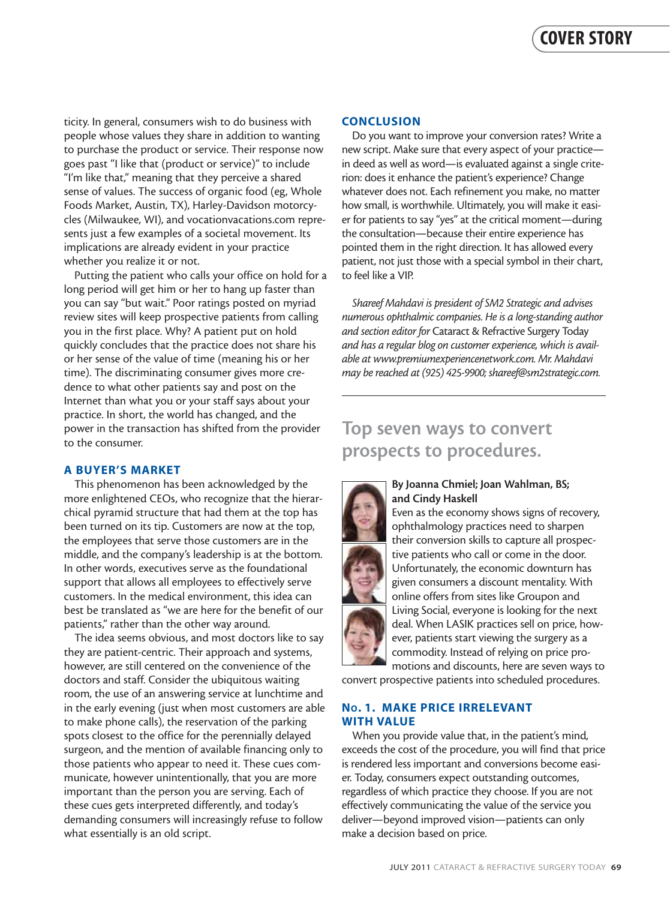ticity. In general, consumers wish to do business with people whose values they share in addition to wanting to purchase the product or service. Their response now goes past "I like that (product or service)" to include "I'm like that," meaning that they perceive a shared sense of values. The success of organic food (eg, Whole Foods Market, Austin, TX), Harley-Davidson motorcycles (Milwaukee, WI), and vocationvacations.com represents just a few examples of a societal movement. Its implications are already evident in your practice whether you realize it or not.

Putting the patient who calls your office on hold for a long period will get him or her to hang up faster than you can say "but wait." Poor ratings posted on myriad review sites will keep prospective patients from calling you in the first place. Why? A patient put on hold quickly concludes that the practice does not share his or her sense of the value of time (meaning his or her time). The discriminating consumer gives more credence to what other patients say and post on the Internet than what you or your staff says about your practice. In short, the world has changed, and the power in the transaction has shifted from the provider to the consumer.

## A BUYER'S MARKET

This phenomenon has been acknowledged by the more enlightened CEOs, who recognize that the hierarchical pyramid structure that had them at the top has been turned on its tip. Customers are now at the top, the employees that serve those customers are in the middle, and the company's leadership is at the bottom. In other words, executives serve as the foundational support that allows all employees to effectively serve customers. In the medical environment, this idea can best be translated as "we are here for the benefit of our patients," rather than the other way around.

The idea seems obvious, and most doctors like to say they are patient-centric. Their approach and systems, however, are still centered on the convenience of the doctors and staff. Consider the ubiquitous waiting room, the use of an answering service at lunchtime and in the early evening (just when most customers are able to make phone calls), the reservation of the parking spots closest to the office for the perennially delayed surgeon, and the mention of available financing only to those patients who appear to need it. These cues communicate, however unintentionally, that you are more important than the person you are serving. Each of these cues gets interpreted differently, and today's demanding consumers will increasingly refuse to follow what essentially is an old script.

## CONCLUSION

Do you want to improve your conversion rates? Write a new script. Make sure that every aspect of your practice—in deed as well as word—is evaluated against a single criterion: does it enhance the patient's experience? Change whatever does not. Each refinement you make, no matter how small, is worthwhile. Ultimately, you will make it easier for patients to say "yes" at the critical moment—during the consultation—because their entire experience has pointed them in the right direction. It has allowed every patient, not just those with a special symbol in their chart, to feel like a VIP.

*Shareef Mahdavi is president of SM2 Strategic and advises numerous ophthalmic companies. He is a long-standing author and section editor for* Cataract & Refractive Surgery Today *and has a regular blog on customer experience, which is available at www.premiumexperiencenetwork.com. Mr. Mahdavi may be reached at (925) 425-9900; shareef@sm2strategic.com.*

---

# Top seven ways to convert prospects to procedures.

**By Joanna Chmiel; Joan Wahlman, BS; and Cindy Haskell**

Even as the economy shows signs of recovery, ophthalmology practices need to sharpen their conversion skills to capture all prospective patients who call or come in the door. Unfortunately, the economic downturn has given consumers a discount mentality. With online offers from sites like Groupon and Living Social, everyone is looking for the next deal. When LASIK practices sell on price, however, patients start viewing the surgery as a commodity. Instead of relying on price promotions and discounts, here are seven ways to convert prospective patients into scheduled procedures.

## No. 1. MAKE PRICE IRRELEVANT WITH VALUE

When you provide value that, in the patient's mind, exceeds the cost of the procedure, you will find that price is rendered less important and conversions become easier. Today, consumers expect outstanding outcomes, regardless of which practice they choose. If you are not effectively communicating the value of the service you deliver—beyond improved vision—patients can only make a decision based on price.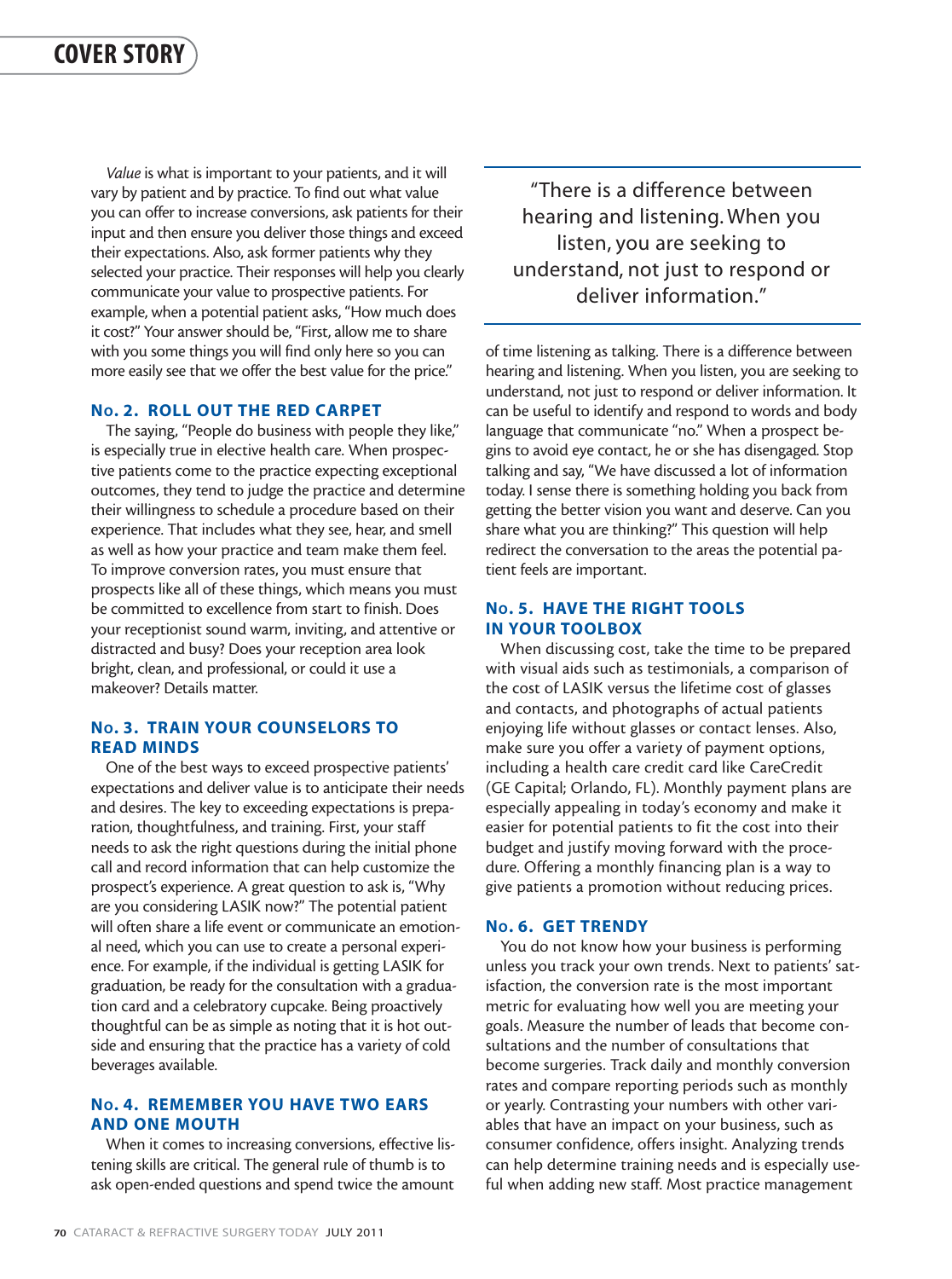*Value* is what is important to your patients, and it will vary by patient and by practice. To find out what value you can offer to increase conversions, ask patients for their input and then ensure you deliver those things and exceed their expectations. Also, ask former patients why they selected your practice. Their responses will help you clearly communicate your value to prospective patients. For example, when a potential patient asks, "How much does it cost?" Your answer should be, "First, allow me to share with you some things you will find only here so you can more easily see that we offer the best value for the price."

### No. 2. ROLL OUT THE RED CARPET

The saying, "People do business with people they like," is especially true in elective health care. When prospective patients come to the practice expecting exceptional outcomes, they tend to judge the practice and determine their willingness to schedule a procedure based on their experience. That includes what they see, hear, and smell as well as how your practice and team make them feel. To improve conversion rates, you must ensure that prospects like all of these things, which means you must be committed to excellence from start to finish. Does your receptionist sound warm, inviting, and attentive or distracted and busy? Does your reception area look bright, clean, and professional, or could it use a makeover? Details matter.

### No. 3. TRAIN YOUR COUNSELORS TO READ MINDS

One of the best ways to exceed prospective patients' expectations and deliver value is to anticipate their needs and desires. The key to exceeding expectations is preparation, thoughtfulness, and training. First, your staff needs to ask the right questions during the initial phone call and record information that can help customize the prospect's experience. A great question to ask is, "Why are you considering LASIK now?" The potential patient will often share a life event or communicate an emotional need, which you can use to create a personal experience. For example, if the individual is getting LASIK for graduation, be ready for the consultation with a graduation card and a celebratory cupcake. Being proactively thoughtful can be as simple as noting that it is hot outside and ensuring that the practice has a variety of cold beverages available.

### No. 4. REMEMBER YOU HAVE TWO EARS AND ONE MOUTH

When it comes to increasing conversions, effective listening skills are critical. The general rule of thumb is to ask open-ended questions and spend twice the amount of time listening as talking. There is a difference between hearing and listening. When you listen, you are seeking to understand, not just to respond or deliver information. It can be useful to identify and respond to words and body language that communicate "no." When a prospect begins to avoid eye contact, he or she has disengaged. Stop talking and say, "We have discussed a lot of information today. I sense there is something holding you back from getting the better vision you want and deserve. Can you share what you are thinking?" This question will help redirect the conversation to the areas the potential patient feels are important.

> "There is a difference between hearing and listening. When you listen, you are seeking to understand, not just to respond or deliver information."

### No. 5. HAVE THE RIGHT TOOLS IN YOUR TOOLBOX

When discussing cost, take the time to be prepared with visual aids such as testimonials, a comparison of the cost of LASIK versus the lifetime cost of glasses and contacts, and photographs of actual patients enjoying life without glasses or contact lenses. Also, make sure you offer a variety of payment options, including a health care credit card like CareCredit (GE Capital; Orlando, FL). Monthly payment plans are especially appealing in today's economy and make it easier for potential patients to fit the cost into their budget and justify moving forward with the procedure. Offering a monthly financing plan is a way to give patients a promotion without reducing prices.

### No. 6. GET TRENDY

You do not know how your business is performing unless you track your own trends. Next to patients' satisfaction, the conversion rate is the most important metric for evaluating how well you are meeting your goals. Measure the number of leads that become consultations and the number of consultations that become surgeries. Track daily and monthly conversion rates and compare reporting periods such as monthly or yearly. Contrasting your numbers with other variables that have an impact on your business, such as consumer confidence, offers insight. Analyzing trends can help determine training needs and is especially useful when adding new staff. Most practice management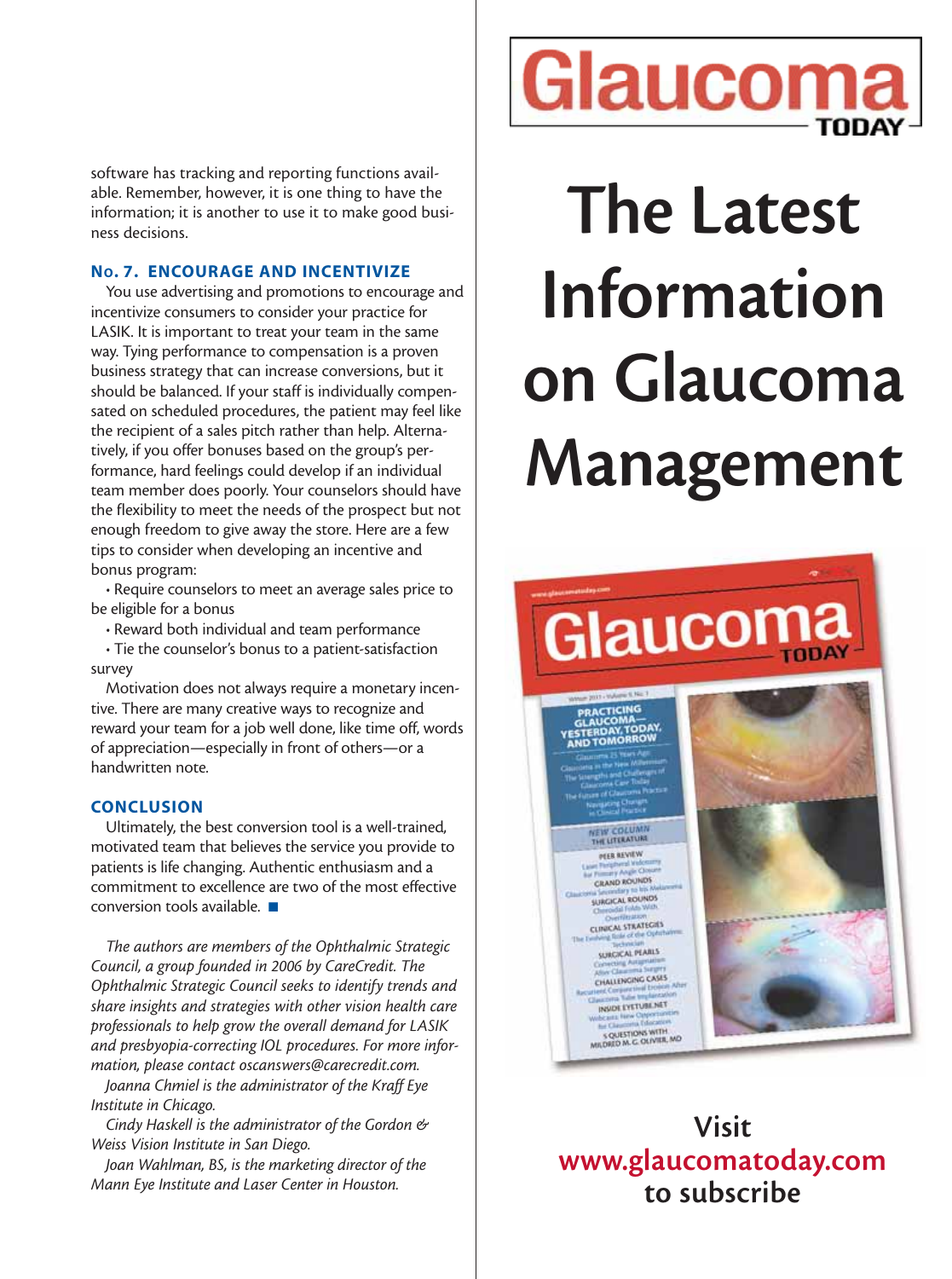software has tracking and reporting functions available. Remember, however, it is one thing to have the information; it is another to use it to make good business decisions.

### No. 7. ENCOURAGE AND INCENTIVIZE

You use advertising and promotions to encourage and incentivize consumers to consider your practice for LASIK. It is important to treat your team in the same way. Tying performance to compensation is a proven business strategy that can increase conversions, but it should be balanced. If your staff is individually compensated on scheduled procedures, the patient may feel like the recipient of a sales pitch rather than help. Alternatively, if you offer bonuses based on the group's performance, hard feelings could develop if an individual team member does poorly. Your counselors should have the flexibility to meet the needs of the prospect but not enough freedom to give away the store. Here are a few tips to consider when developing an incentive and bonus program:

- Require counselors to meet an average sales price to be eligible for a bonus
- Reward both individual and team performance
- Tie the counselor's bonus to a patient-satisfaction survey

Motivation does not always require a monetary incentive. There are many creative ways to recognize and reward your team for a job well done, like time off, words of appreciation—especially in front of others—or a handwritten note.

### CONCLUSION

Ultimately, the best conversion tool is a well-trained, motivated team that believes the service you provide to patients is life changing. Authentic enthusiasm and a commitment to excellence are two of the most effective conversion tools available. ■

*The authors are members of the Ophthalmic Strategic Council, a group founded in 2006 by CareCredit. The Ophthalmic Strategic Council seeks to identify trends and share insights and strategies with other vision health care professionals to help grow the overall demand for LASIK and presbyopia-correcting IOL procedures. For more information, please contact oscanswers@carecredit.com.*

*Joanna Chmiel is the administrator of the Kraff Eye Institute in Chicago.*

*Cindy Haskell is the administrator of the Gordon & Weiss Vision Institute in San Diego.*

*Joan Wahlman, BS, is the marketing director of the Mann Eye Institute and Laser Center in Houston.*

Glaucoma TODAY

# The Latest Information on Glaucoma Management

**Visit www.glaucomatoday.com to subscribe**